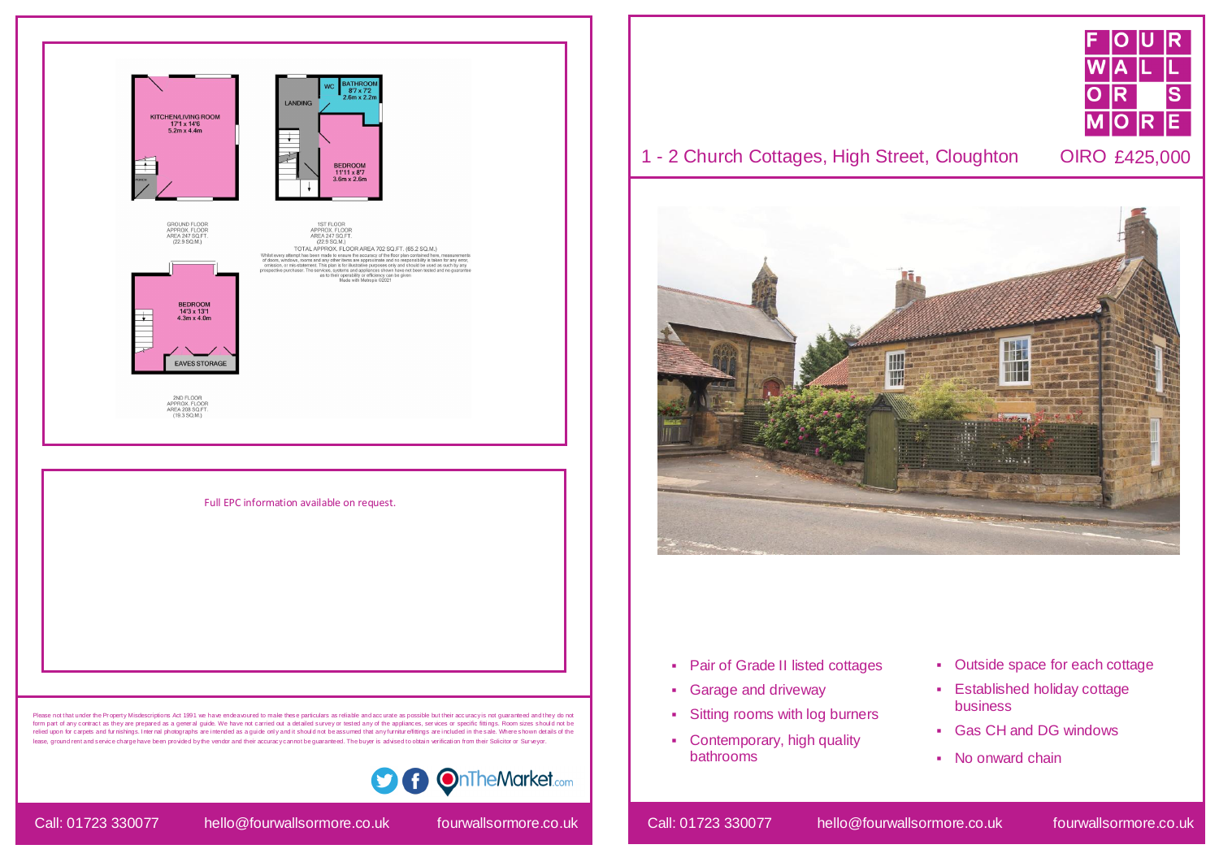KITCHEN/LIVING ROOM
17'1 x 14'6
5.2m x 4.4m

LANDING

WC

BATHROOM
8'7 x 7'2
2.6m x 2.2m

BEDROOM
11'11 x 8'7
3.6m x 2.6m

GROUND FLOOR
APPROX. FLOOR
AREA 247 SQ.FT.
(22.9 SQ.M.)

1ST FLOOR
APPROX. FLOOR
AREA 247 SQ.FT.
(22.9 SQ.M.)

TOTAL APPROX. FLOOR AREA 702 SQ.FT. (65.2 SQ.M.)

Whilst every attempt has been made to ensure the accuracy of the floor plan contained here, measurements of doors, windows, rooms and any other items are approximate and no responsibility is taken for any error, omission, or mis-statement. This plan is for illustrative purposes only and should be used as such by any prospective purchaser. The services, systems and appliances shown have not been tested and no guarantee as to their operability or efficiency can be given
Made with Metropix ©2021

BEDROOM
14'3 x 13'1
4.3m x 4.0m

EAVES STORAGE

2ND FLOOR
APPROX. FLOOR
AREA 208 SQ.FT.
(19.3 SQ.M.)

Full EPC information available on request.

Please not that under the Property Misdescriptions Act 1991 we have endeavoured to make these particulars as reliable and accurate as possible but their accuracy is not guaranteed and they do not form part of any contract as they are prepared as a general guide. We have not carried out a detailed survey or tested any of the appliances, services or specific fittings. Room sizes should not be relied upon for carpets and furnishings. Internal photographs are intended as a guide only and it should not be assumed that any furniture/fittings are included in the sale. Where shown details of the lease, ground rent and service charge have been provided by the vendor and their accuracy cannot be guaranteed. The buyer is advised to obtain verification from their Solicitor or Surveyor.

OnTheMarket.com

Call: 01723 330077 hello@fourwallsormore.co.uk fourwallsormore.co.uk

FOUR WALLS OR MORE

# 1 - 2 Church Cottages, High Street, Cloughton

## OIRO £425,000

- Pair of Grade II listed cottages
- Garage and driveway
- Sitting rooms with log burners
- Contemporary, high quality bathrooms
- Outside space for each cottage
- Established holiday cottage business
- Gas CH and DG windows
- No onward chain

Call: 01723 330077 hello@fourwallsormore.co.uk fourwallsormore.co.uk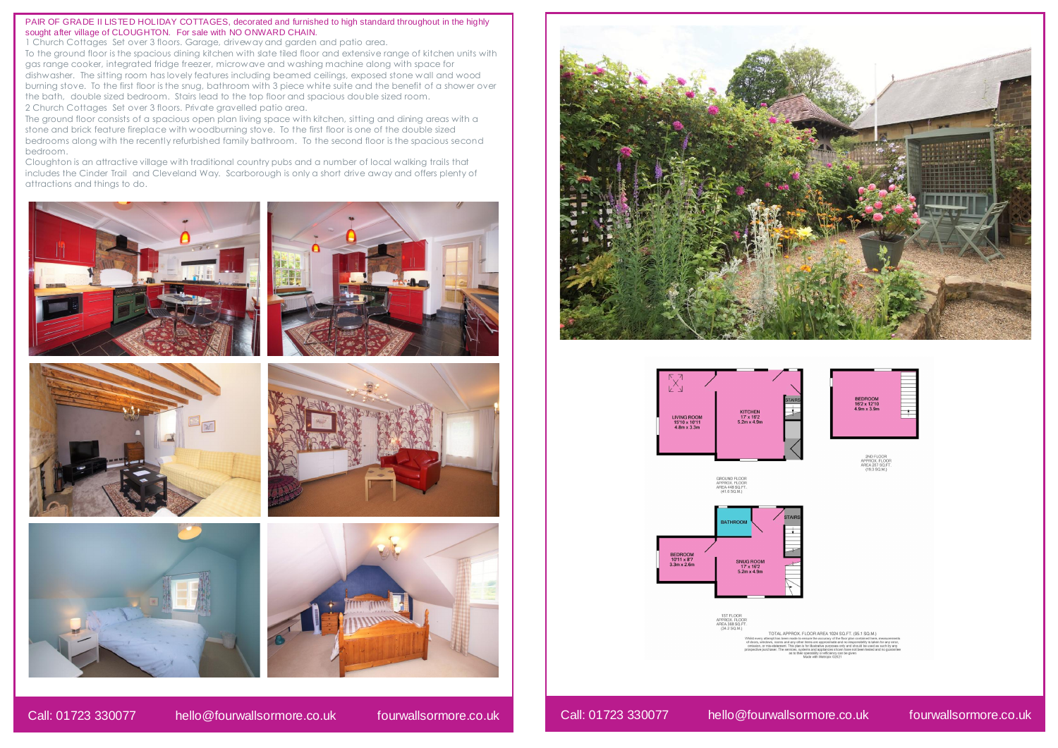PAIR OF GRADE II LISTED HOLIDAY COTTAGES, decorated and furnished to high standard throughout in the highly sought after village of CLOUGHTON. For sale with NO ONWARD CHAIN.

1 Church Cottages Set over 3 floors. Garage, driveway and garden and patio area.

To the ground floor is the spacious dining kitchen with slate tiled floor and extensive range of kitchen units with gas range cooker, integrated fridge freezer, microwave and washing machine along with space for dishwasher. The sitting room has lovely features including beamed ceilings, exposed stone wall and wood burning stove. To the first floor is the snug, bathroom with 3 piece white suite and the benefit of a shower over the bath, double sized bedroom. Stairs lead to the top floor and spacious double sized room.

2 Church Cottages Set over 3 floors. Private gravelled patio area.

The ground floor consists of a spacious open plan living space with kitchen, sitting and dining areas with a stone and brick feature fireplace with woodburning stove. To the first floor is one of the double sized bedrooms along with the recently refurbished family bathroom. To the second floor is the spacious second bedroom.

Cloughton is an attractive village with traditional country pubs and a number of local walking trails that includes the Cinder Trail and Cleveland Way. Scarborough is only a short drive away and offers plenty of attractions and things to do.

LIVING ROOM
15'10 x 10'11
4.8m x 3.3m

KITCHEN
17' x 16'2
5.2m x 4.9m

STAIRS

BEDROOM
16'2 x 12'10
4.9m x 3.9m

GROUND FLOOR
APPROX. FLOOR
AREA 448 SQ.FT.
(41.6 SQ.M.)

2ND FLOOR
APPROX. FLOOR
AREA 207 SQ.FT.
(19.3 SQ.M.)

BATHROOM

STAIRS

BEDROOM
10'11 x 8'7
3.3m x 2.6m

SNUG ROOM
17' x 16'2
5.2m x 4.9m

1ST FLOOR
APPROX. FLOOR
AREA 368 SQ.FT.
(34.2 SQ.M.)

TOTAL APPROX. FLOOR AREA 1024 SQ.FT. (95.1 SQ.M.)

Whilst every attempt has been made to ensure the accuracy of the floor plan contained here, measurements of doors, windows, rooms and any other items are approximate and no responsibility is taken for any error, omission, or mis-statement. This plan is for illustrative purposes only and should be used as such by any prospective purchaser. The services, systems and appliances shown have not been tested and no guarantee as to their operability or efficiency can be given.
Made with Metropix ©2021

Call: 01723 330077 hello@fourwallsormore.co.uk fourwallsormore.co.uk